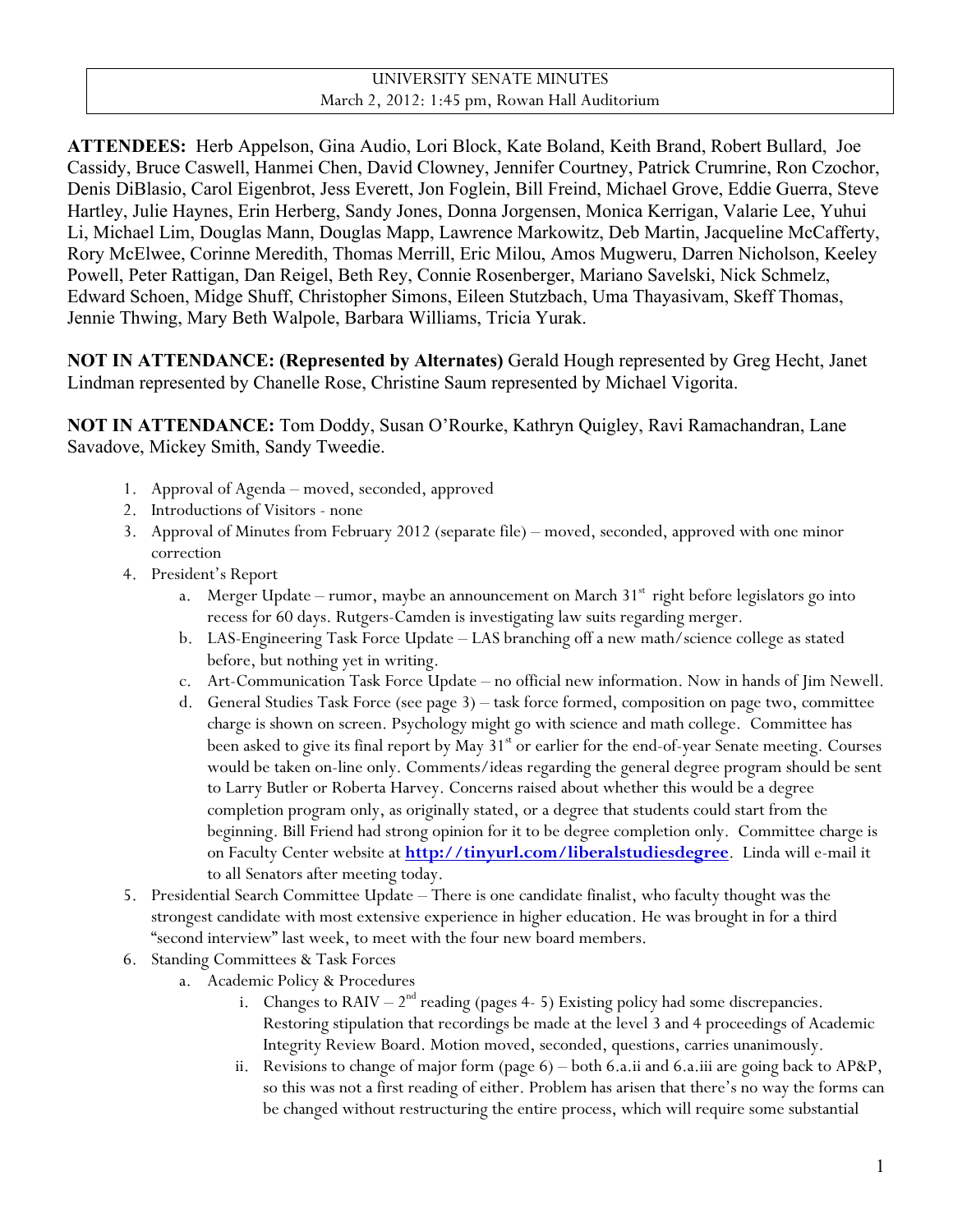UNIVERSITY SENATE MINUTES
March 2, 2012: 1:45 pm, Rowan Hall Auditorium

**ATTENDEES:** Herb Appelson, Gina Audio, Lori Block, Kate Boland, Keith Brand, Robert Bullard, Joe Cassidy, Bruce Caswell, Hanmei Chen, David Clowney, Jennifer Courtney, Patrick Crumrine, Ron Czochor, Denis DiBlasio, Carol Eigenbrot, Jess Everett, Jon Foglein, Bill Freind, Michael Grove, Eddie Guerra, Steve Hartley, Julie Haynes, Erin Herberg, Sandy Jones, Donna Jorgensen, Monica Kerrigan, Valarie Lee, Yuhui Li, Michael Lim, Douglas Mann, Douglas Mapp, Lawrence Markowitz, Deb Martin, Jacqueline McCafferty, Rory McElwee, Corinne Meredith, Thomas Merrill, Eric Milou, Amos Mugweru, Darren Nicholson, Keeley Powell, Peter Rattigan, Dan Reigel, Beth Rey, Connie Rosenberger, Mariano Savelski, Nick Schmelz, Edward Schoen, Midge Shuff, Christopher Simons, Eileen Stutzbach, Uma Thayasivam, Skeff Thomas, Jennie Thwing, Mary Beth Walpole, Barbara Williams, Tricia Yurak.

**NOT IN ATTENDANCE: (Represented by Alternates)** Gerald Hough represented by Greg Hecht, Janet Lindman represented by Chanelle Rose, Christine Saum represented by Michael Vigorita.

**NOT IN ATTENDANCE:** Tom Doddy, Susan O'Rourke, Kathryn Quigley, Ravi Ramachandran, Lane Savadove, Mickey Smith, Sandy Tweedie.

1. Approval of Agenda – moved, seconded, approved
2. Introductions of Visitors - none
3. Approval of Minutes from February 2012 (separate file) – moved, seconded, approved with one minor correction
4. President's Report
   a. Merger Update – rumor, maybe an announcement on March 31st right before legislators go into recess for 60 days. Rutgers-Camden is investigating law suits regarding merger.
   b. LAS-Engineering Task Force Update – LAS branching off a new math/science college as stated before, but nothing yet in writing.
   c. Art-Communication Task Force Update – no official new information. Now in hands of Jim Newell.
   d. General Studies Task Force (see page 3) – task force formed, composition on page two, committee charge is shown on screen. Psychology might go with science and math college. Committee has been asked to give its final report by May 31st or earlier for the end-of-year Senate meeting. Courses would be taken on-line only. Comments/ideas regarding the general degree program should be sent to Larry Butler or Roberta Harvey. Concerns raised about whether this would be a degree completion program only, as originally stated, or a degree that students could start from the beginning. Bill Friend had strong opinion for it to be degree completion only. Committee charge is on Faculty Center website at **[http://tinyurl.com/liberalstudiesdegree](http://tinyurl.com/liberalstudiesdegree)**. Linda will e-mail it to all Senators after meeting today.
5. Presidential Search Committee Update – There is one candidate finalist, who faculty thought was the strongest candidate with most extensive experience in higher education. He was brought in for a third "second interview" last week, to meet with the four new board members.
6. Standing Committees & Task Forces
   a. Academic Policy & Procedures
      i. Changes to RAIV – 2nd reading (pages 4- 5) Existing policy had some discrepancies. Restoring stipulation that recordings be made at the level 3 and 4 proceedings of Academic Integrity Review Board. Motion moved, seconded, questions, carries unanimously.
      ii. Revisions to change of major form (page 6) – both 6.a.ii and 6.a.iii are going back to AP&P, so this was not a first reading of either. Problem has arisen that there's no way the forms can be changed without restructuring the entire process, which will require some substantial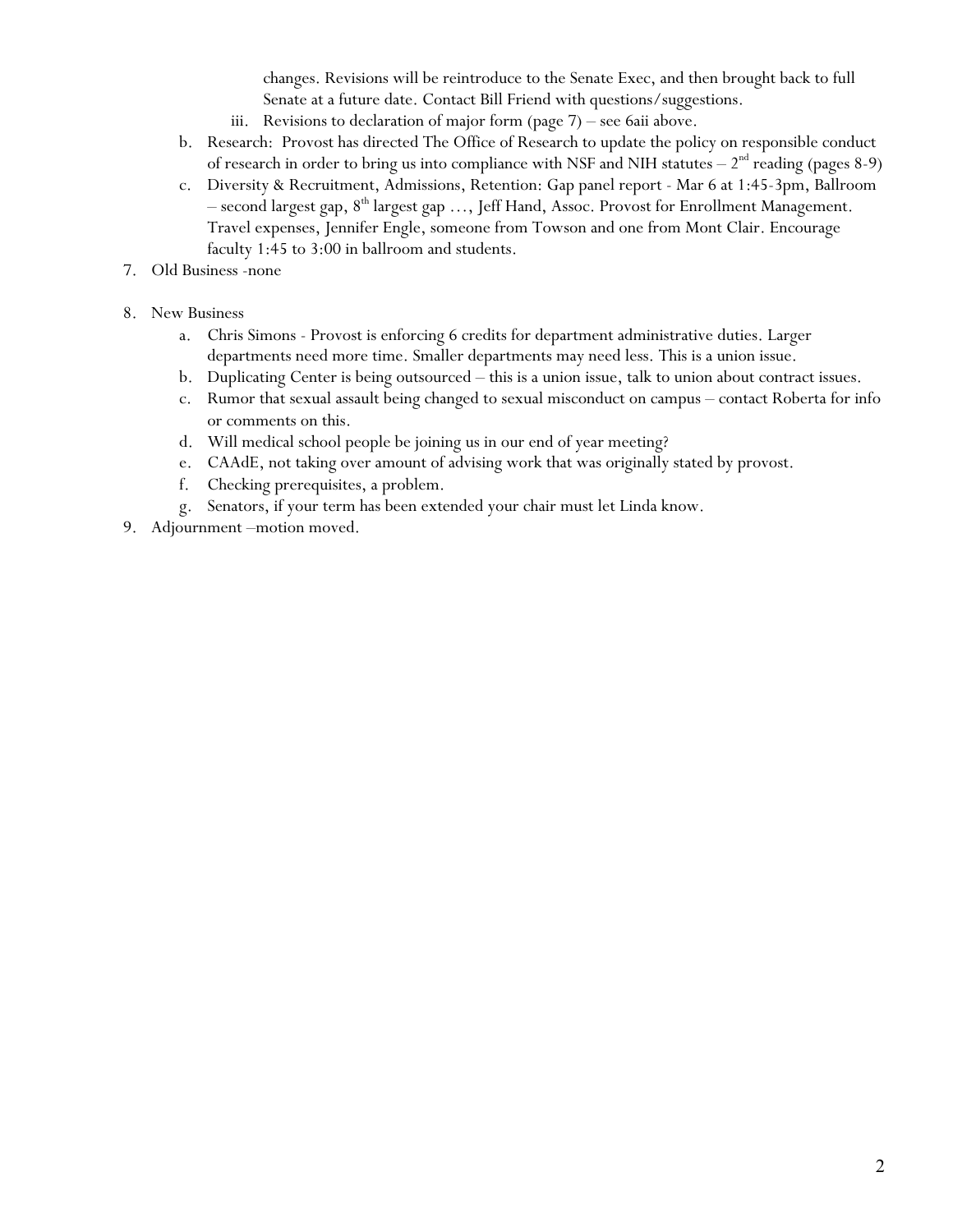changes. Revisions will be reintroduce to the Senate Exec, and then brought back to full Senate at a future date. Contact Bill Friend with questions/suggestions.

   iii. Revisions to declaration of major form (page 7) – see 6aii above.

b. Research: Provost has directed The Office of Research to update the policy on responsible conduct of research in order to bring us into compliance with NSF and NIH statutes – 2nd reading (pages 8-9)
c. Diversity & Recruitment, Admissions, Retention: Gap panel report - Mar 6 at 1:45-3pm, Ballroom – second largest gap, 8th largest gap …, Jeff Hand, Assoc. Provost for Enrollment Management. Travel expenses, Jennifer Engle, someone from Towson and one from Mont Clair. Encourage faculty 1:45 to 3:00 in ballroom and students.

7. Old Business -none

8. New Business
   a. Chris Simons - Provost is enforcing 6 credits for department administrative duties. Larger departments need more time. Smaller departments may need less. This is a union issue.
   b. Duplicating Center is being outsourced – this is a union issue, talk to union about contract issues.
   c. Rumor that sexual assault being changed to sexual misconduct on campus – contact Roberta for info or comments on this.
   d. Will medical school people be joining us in our end of year meeting?
   e. CAAdE, not taking over amount of advising work that was originally stated by provost.
   f. Checking prerequisites, a problem.
   g. Senators, if your term has been extended your chair must let Linda know.

9. Adjournment –motion moved.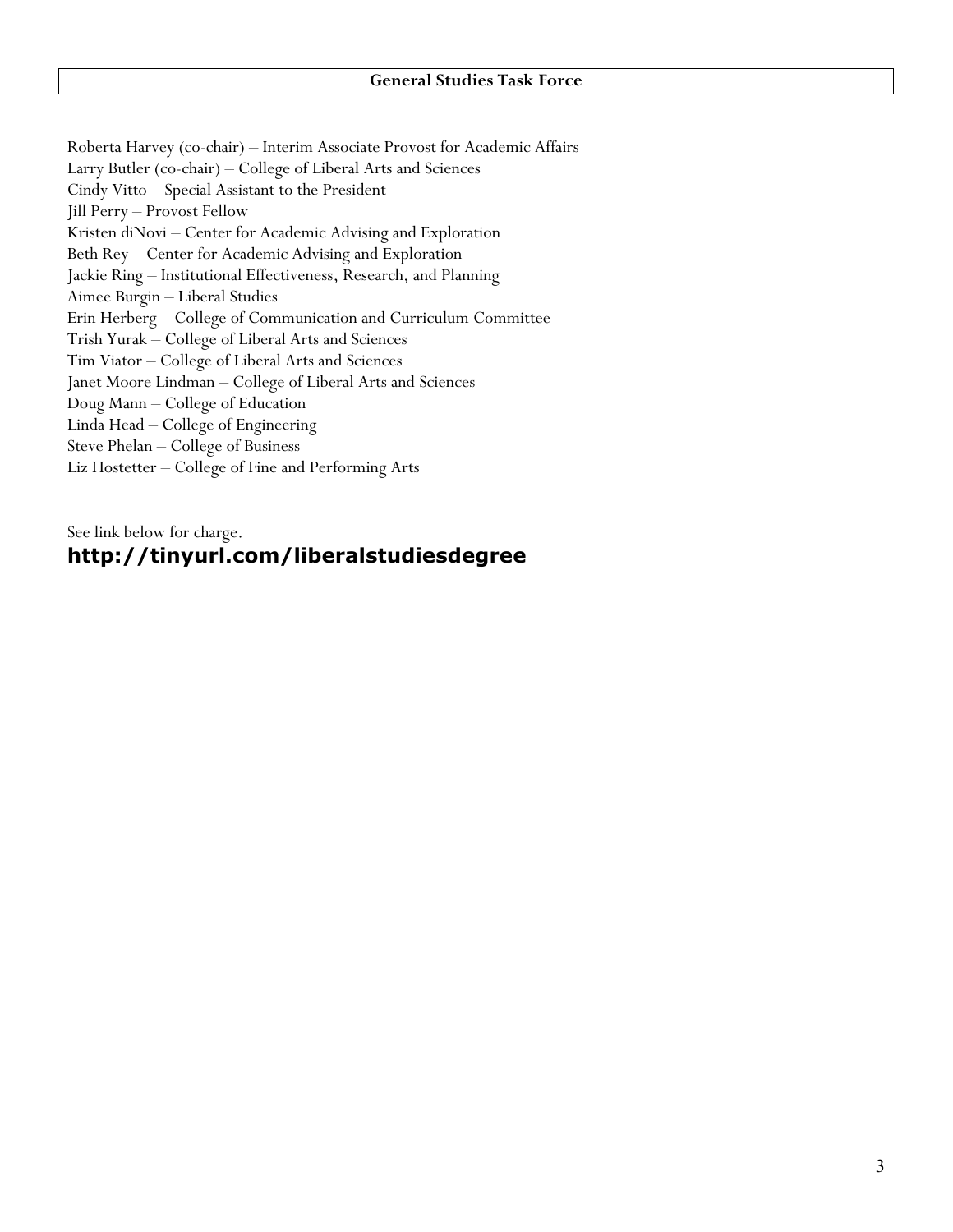## General Studies Task Force

Roberta Harvey (co-chair) – Interim Associate Provost for Academic Affairs  
Larry Butler (co-chair) – College of Liberal Arts and Sciences  
Cindy Vitto – Special Assistant to the President  
Jill Perry – Provost Fellow  
Kristen diNovi – Center for Academic Advising and Exploration  
Beth Rey – Center for Academic Advising and Exploration  
Jackie Ring – Institutional Effectiveness, Research, and Planning  
Aimee Burgin – Liberal Studies  
Erin Herberg – College of Communication and Curriculum Committee  
Trish Yurak – College of Liberal Arts and Sciences  
Tim Viator – College of Liberal Arts and Sciences  
Janet Moore Lindman – College of Liberal Arts and Sciences  
Doug Mann – College of Education  
Linda Head – College of Engineering  
Steve Phelan – College of Business  
Liz Hostetter – College of Fine and Performing Arts

See link below for charge.  
**http://tinyurl.com/liberalstudiesdegree**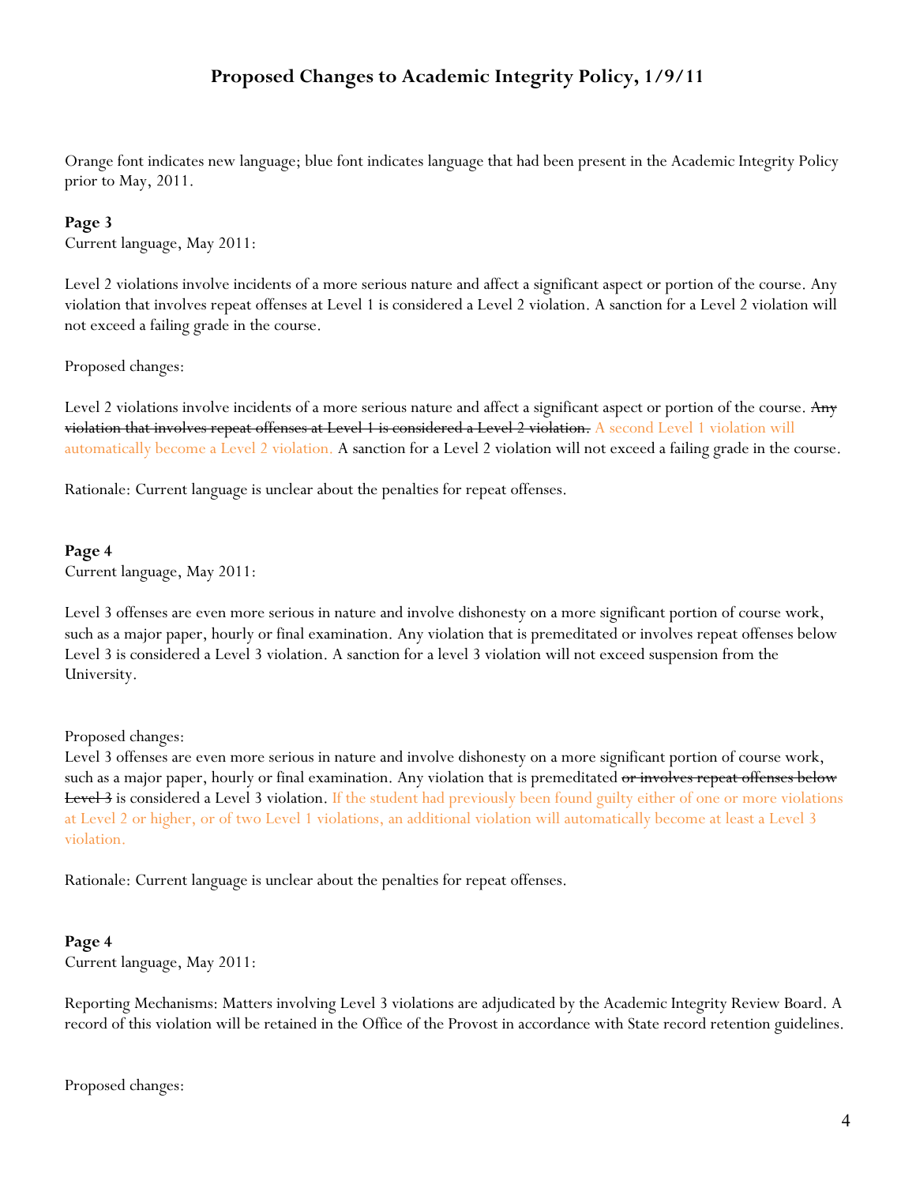## Proposed Changes to Academic Integrity Policy, 1/9/11

Orange font indicates new language; blue font indicates language that had been present in the Academic Integrity Policy prior to May, 2011.

**Page 3**

Current language, May 2011:

Level 2 violations involve incidents of a more serious nature and affect a significant aspect or portion of the course. Any violation that involves repeat offenses at Level 1 is considered a Level 2 violation. A sanction for a Level 2 violation will not exceed a failing grade in the course.

Proposed changes:

Level 2 violations involve incidents of a more serious nature and affect a significant aspect or portion of the course. ~~Any violation that involves repeat offenses at Level 1 is considered a Level 2 violation.~~ A second Level 1 violation will automatically become a Level 2 violation. A sanction for a Level 2 violation will not exceed a failing grade in the course.

Rationale: Current language is unclear about the penalties for repeat offenses.

**Page 4**

Current language, May 2011:

Level 3 offenses are even more serious in nature and involve dishonesty on a more significant portion of course work, such as a major paper, hourly or final examination. Any violation that is premeditated or involves repeat offenses below Level 3 is considered a Level 3 violation. A sanction for a level 3 violation will not exceed suspension from the University.

Proposed changes:

Level 3 offenses are even more serious in nature and involve dishonesty on a more significant portion of course work, such as a major paper, hourly or final examination. Any violation that is premeditated ~~or involves repeat offenses below Level 3~~ is considered a Level 3 violation. If the student had previously been found guilty either of one or more violations at Level 2 or higher, or of two Level 1 violations, an additional violation will automatically become at least a Level 3 violation.

Rationale: Current language is unclear about the penalties for repeat offenses.

**Page 4**

Current language, May 2011:

Reporting Mechanisms: Matters involving Level 3 violations are adjudicated by the Academic Integrity Review Board. A record of this violation will be retained in the Office of the Provost in accordance with State record retention guidelines.

Proposed changes: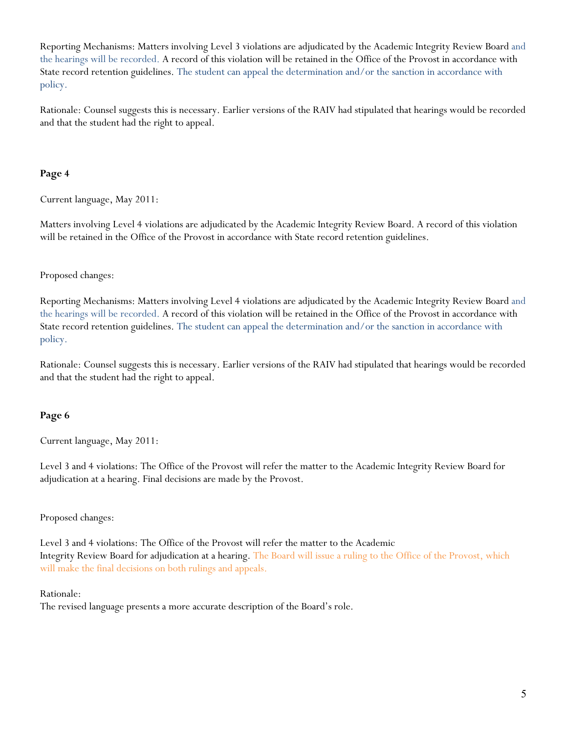Reporting Mechanisms: Matters involving Level 3 violations are adjudicated by the Academic Integrity Review Board and the hearings will be recorded. A record of this violation will be retained in the Office of the Provost in accordance with State record retention guidelines. The student can appeal the determination and/or the sanction in accordance with policy.

Rationale: Counsel suggests this is necessary. Earlier versions of the RAIV had stipulated that hearings would be recorded and that the student had the right to appeal.

**Page 4**

Current language, May 2011:

Matters involving Level 4 violations are adjudicated by the Academic Integrity Review Board. A record of this violation will be retained in the Office of the Provost in accordance with State record retention guidelines.

Proposed changes:

Reporting Mechanisms: Matters involving Level 4 violations are adjudicated by the Academic Integrity Review Board and the hearings will be recorded. A record of this violation will be retained in the Office of the Provost in accordance with State record retention guidelines. The student can appeal the determination and/or the sanction in accordance with policy.

Rationale: Counsel suggests this is necessary. Earlier versions of the RAIV had stipulated that hearings would be recorded and that the student had the right to appeal.

**Page 6**

Current language, May 2011:

Level 3 and 4 violations: The Office of the Provost will refer the matter to the Academic Integrity Review Board for adjudication at a hearing. Final decisions are made by the Provost.

Proposed changes:

Level 3 and 4 violations: The Office of the Provost will refer the matter to the Academic Integrity Review Board for adjudication at a hearing. The Board will issue a ruling to the Office of the Provost, which will make the final decisions on both rulings and appeals.

Rationale:
The revised language presents a more accurate description of the Board's role.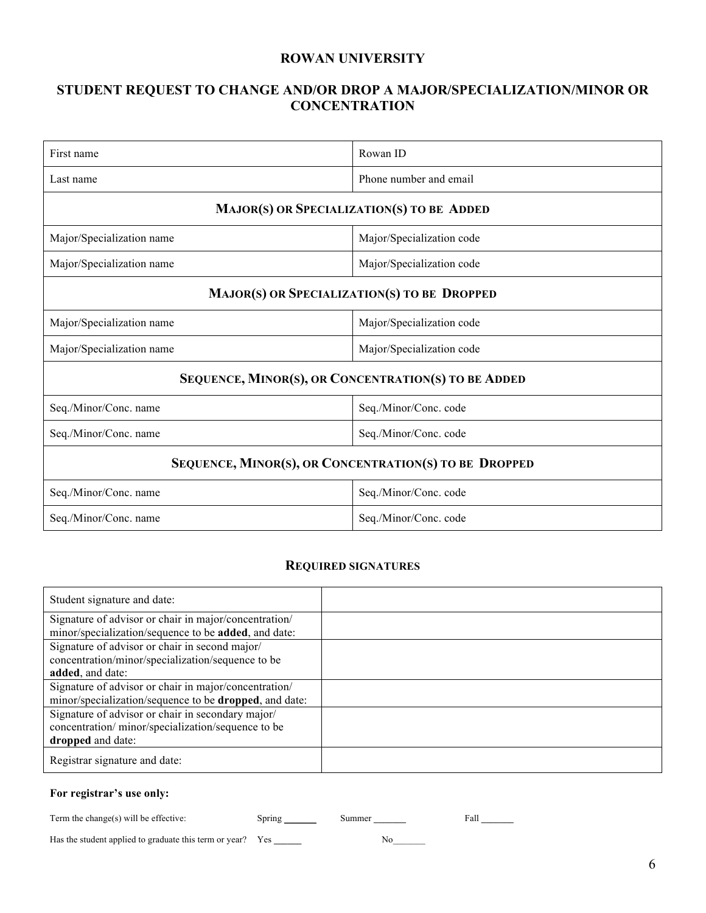# ROWAN UNIVERSITY

## STUDENT REQUEST TO CHANGE AND/OR DROP A MAJOR/SPECIALIZATION/MINOR OR CONCENTRATION

| First name | Rowan ID |
|---|---|
| Last name | Phone number and email |
| **MAJOR(S) OR SPECIALIZATION(S) TO BE ADDED** | |
| Major/Specialization name | Major/Specialization code |
| Major/Specialization name | Major/Specialization code |
| **MAJOR(S) OR SPECIALIZATION(S) TO BE DROPPED** | |
| Major/Specialization name | Major/Specialization code |
| Major/Specialization name | Major/Specialization code |
| **SEQUENCE, MINOR(S), OR CONCENTRATION(S) TO BE ADDED** | |
| Seq./Minor/Conc. name | Seq./Minor/Conc. code |
| Seq./Minor/Conc. name | Seq./Minor/Conc. code |
| **SEQUENCE, MINOR(S), OR CONCENTRATION(S) TO BE DROPPED** | |
| Seq./Minor/Conc. name | Seq./Minor/Conc. code |
| Seq./Minor/Conc. name | Seq./Minor/Conc. code |

### REQUIRED SIGNATURES

| Student signature and date: | |
|---|---|
| Signature of advisor or chair in major/concentration/ minor/specialization/sequence to be **added**, and date: | |
| Signature of advisor or chair in second major/ concentration/minor/specialization/sequence to be **added**, and date: | |
| Signature of advisor or chair in major/concentration/ minor/specialization/sequence to be **dropped**, and date: | |
| Signature of advisor or chair in secondary major/ concentration/ minor/specialization/sequence to be **dropped** and date: | |
| Registrar signature and date: | |

**For registrar's use only:**

Term the change(s) will be effective: Spring _______ Summer _______ Fall _______

Has the student applied to graduate this term or year? Yes ______ No_______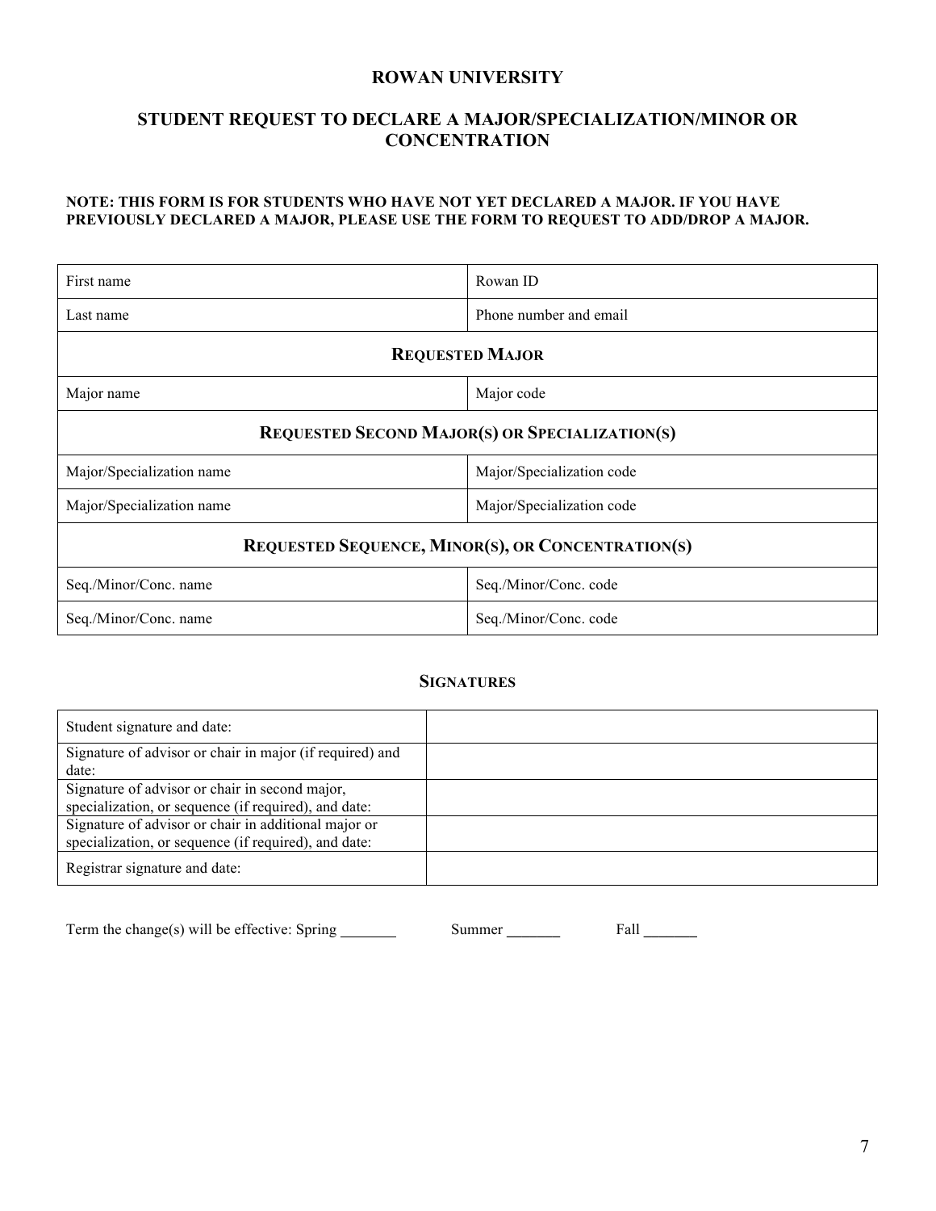# ROWAN UNIVERSITY

## STUDENT REQUEST TO DECLARE A MAJOR/SPECIALIZATION/MINOR OR CONCENTRATION

**NOTE: THIS FORM IS FOR STUDENTS WHO HAVE NOT YET DECLARED A MAJOR. IF YOU HAVE PREVIOUSLY DECLARED A MAJOR, PLEASE USE THE FORM TO REQUEST TO ADD/DROP A MAJOR.**

| First name | Rowan ID |
|---|---|
| Last name | Phone number and email |
| **REQUESTED MAJOR** | |
| Major name | Major code |
| **REQUESTED SECOND MAJOR(S) OR SPECIALIZATION(S)** | |
| Major/Specialization name | Major/Specialization code |
| Major/Specialization name | Major/Specialization code |
| **REQUESTED SEQUENCE, MINOR(S), OR CONCENTRATION(S)** | |
| Seq./Minor/Conc. name | Seq./Minor/Conc. code |
| Seq./Minor/Conc. name | Seq./Minor/Conc. code |

### SIGNATURES

| Student signature and date: | |
|---|---|
| Signature of advisor or chair in major (if required) and date: | |
| Signature of advisor or chair in second major, specialization, or sequence (if required), and date: | |
| Signature of advisor or chair in additional major or specialization, or sequence (if required), and date: | |
| Registrar signature and date: | |

Term the change(s) will be effective: Spring _______ Summer _______ Fall _______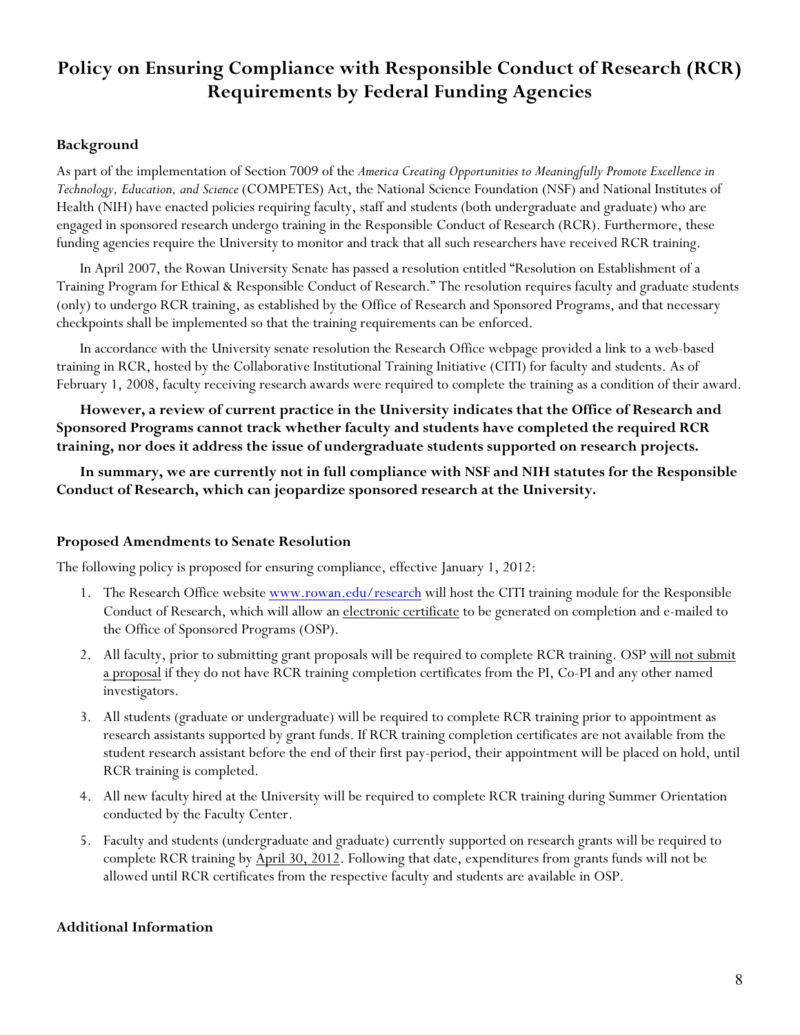# Policy on Ensuring Compliance with Responsible Conduct of Research (RCR) Requirements by Federal Funding Agencies

### Background

As part of the implementation of Section 7009 of the *America Creating Opportunities to Meaningfully Promote Excellence in Technology, Education, and Science* (COMPETES) Act, the National Science Foundation (NSF) and National Institutes of Health (NIH) have enacted policies requiring faculty, staff and students (both undergraduate and graduate) who are engaged in sponsored research undergo training in the Responsible Conduct of Research (RCR). Furthermore, these funding agencies require the University to monitor and track that all such researchers have received RCR training.

In April 2007, the Rowan University Senate has passed a resolution entitled "Resolution on Establishment of a Training Program for Ethical & Responsible Conduct of Research." The resolution requires faculty and graduate students (only) to undergo RCR training, as established by the Office of Research and Sponsored Programs, and that necessary checkpoints shall be implemented so that the training requirements can be enforced.

In accordance with the University senate resolution the Research Office webpage provided a link to a web-based training in RCR, hosted by the Collaborative Institutional Training Initiative (CITI) for faculty and students. As of February 1, 2008, faculty receiving research awards were required to complete the training as a condition of their award.

**However, a review of current practice in the University indicates that the Office of Research and Sponsored Programs cannot track whether faculty and students have completed the required RCR training, nor does it address the issue of undergraduate students supported on research projects.**

**In summary, we are currently not in full compliance with NSF and NIH statutes for the Responsible Conduct of Research, which can jeopardize sponsored research at the University.**

### Proposed Amendments to Senate Resolution

The following policy is proposed for ensuring compliance, effective January 1, 2012:

1. The Research Office website www.rowan.edu/research will host the CITI training module for the Responsible Conduct of Research, which will allow an electronic certificate to be generated on completion and e-mailed to the Office of Sponsored Programs (OSP).
2. All faculty, prior to submitting grant proposals will be required to complete RCR training. OSP will not submit a proposal if they do not have RCR training completion certificates from the PI, Co-PI and any other named investigators.
3. All students (graduate or undergraduate) will be required to complete RCR training prior to appointment as research assistants supported by grant funds. If RCR training completion certificates are not available from the student research assistant before the end of their first pay-period, their appointment will be placed on hold, until RCR training is completed.
4. All new faculty hired at the University will be required to complete RCR training during Summer Orientation conducted by the Faculty Center.
5. Faculty and students (undergraduate and graduate) currently supported on research grants will be required to complete RCR training by April 30, 2012. Following that date, expenditures from grants funds will not be allowed until RCR certificates from the respective faculty and students are available in OSP.

### Additional Information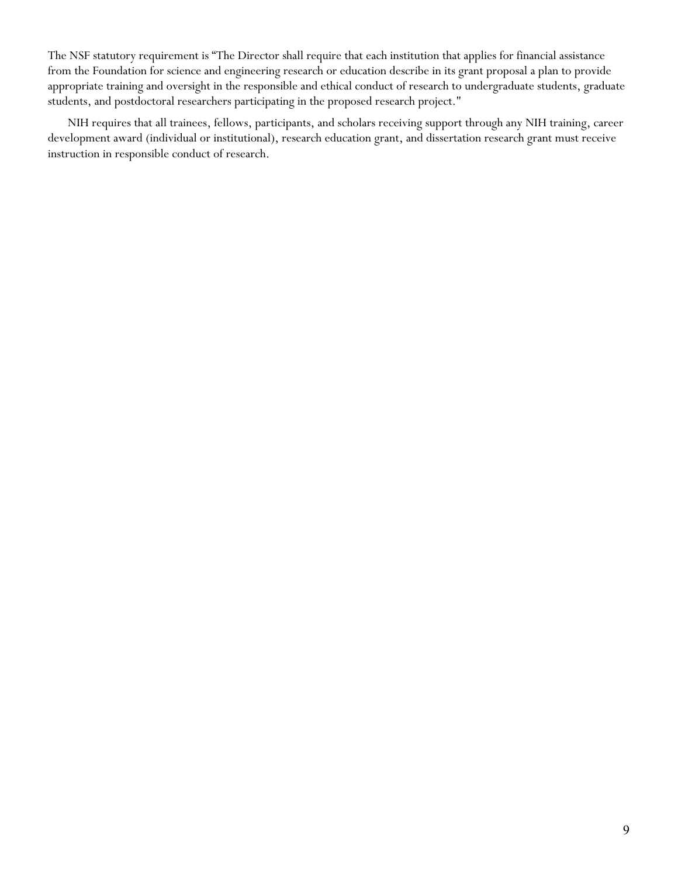The NSF statutory requirement is "The Director shall require that each institution that applies for financial assistance from the Foundation for science and engineering research or education describe in its grant proposal a plan to provide appropriate training and oversight in the responsible and ethical conduct of research to undergraduate students, graduate students, and postdoctoral researchers participating in the proposed research project."

NIH requires that all trainees, fellows, participants, and scholars receiving support through any NIH training, career development award (individual or institutional), research education grant, and dissertation research grant must receive instruction in responsible conduct of research.